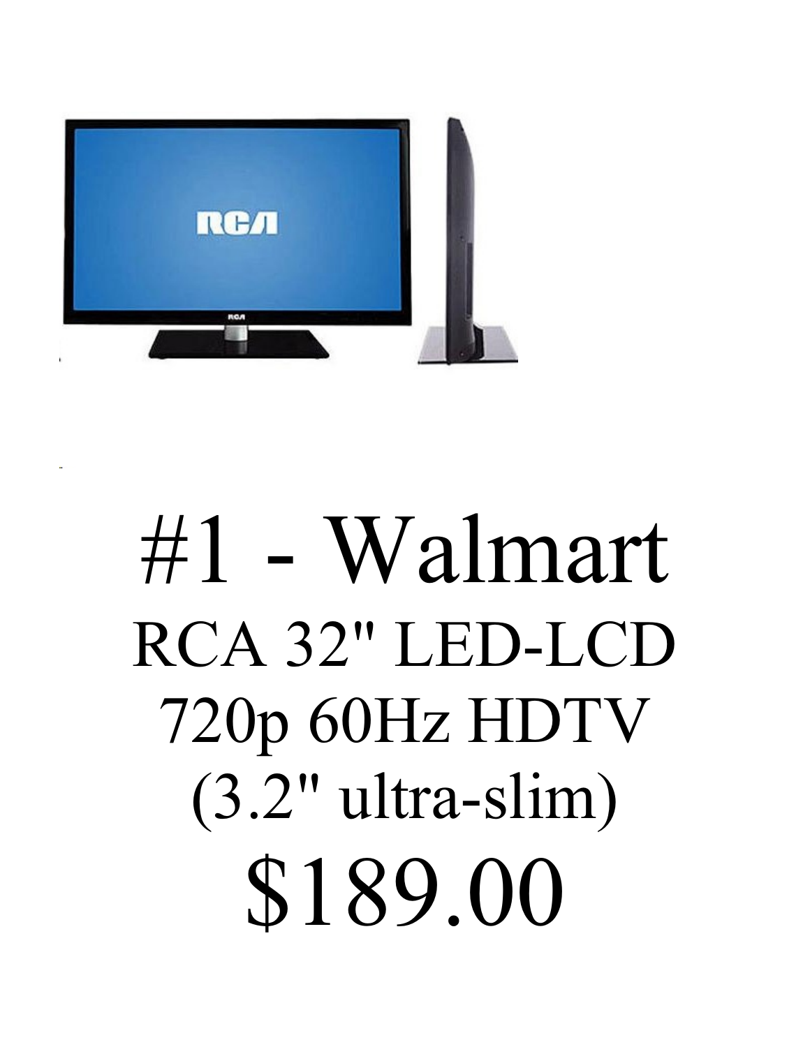# #1 - Walmart

RCA 32" LED-LCD

720p 60Hz HDTV

(3.2" ultra-slim)

$189.00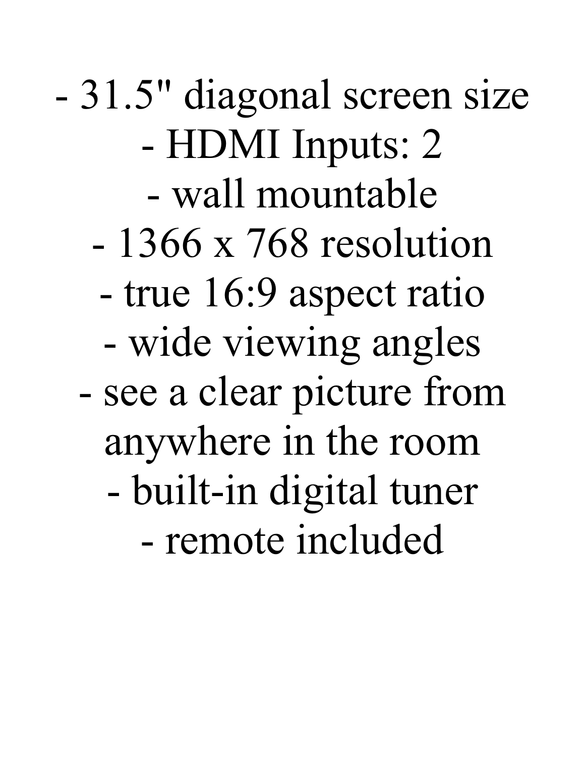- 31.5" diagonal screen size
- HDMI Inputs: 2
- wall mountable
- 1366 x 768 resolution
- true 16:9 aspect ratio
- wide viewing angles
- see a clear picture from anywhere in the room
- built-in digital tuner
- remote included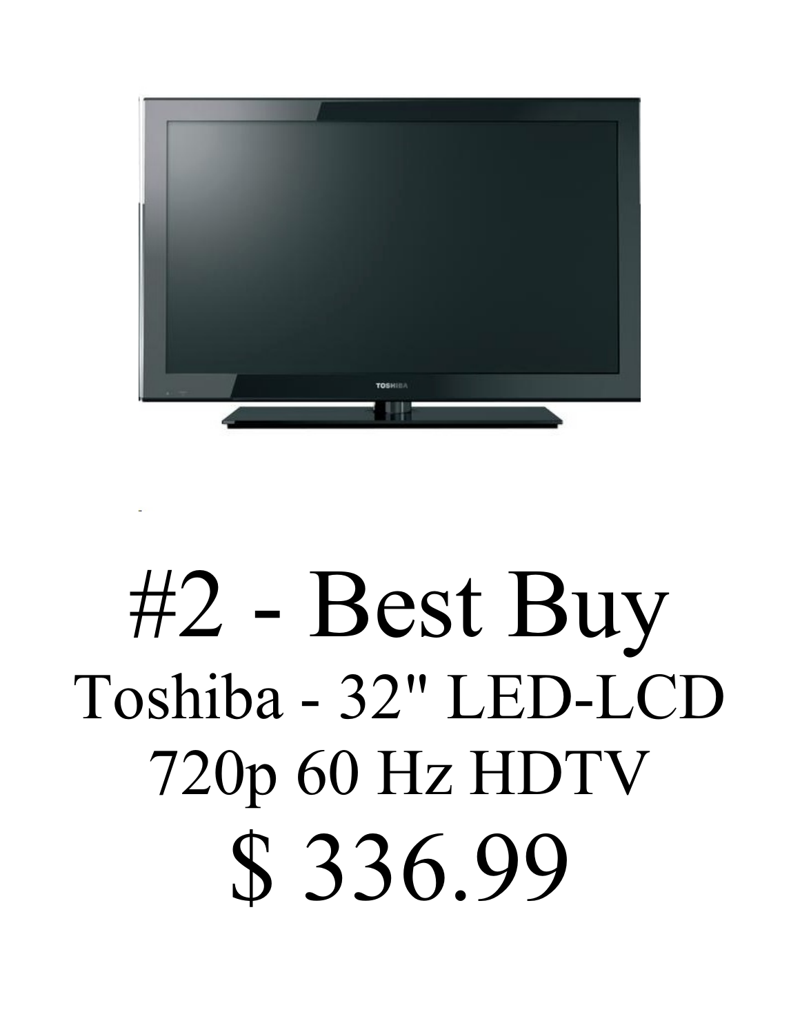# #2 - Best Buy

Toshiba - 32" LED-LCD

720p 60 Hz HDTV

$ 336.99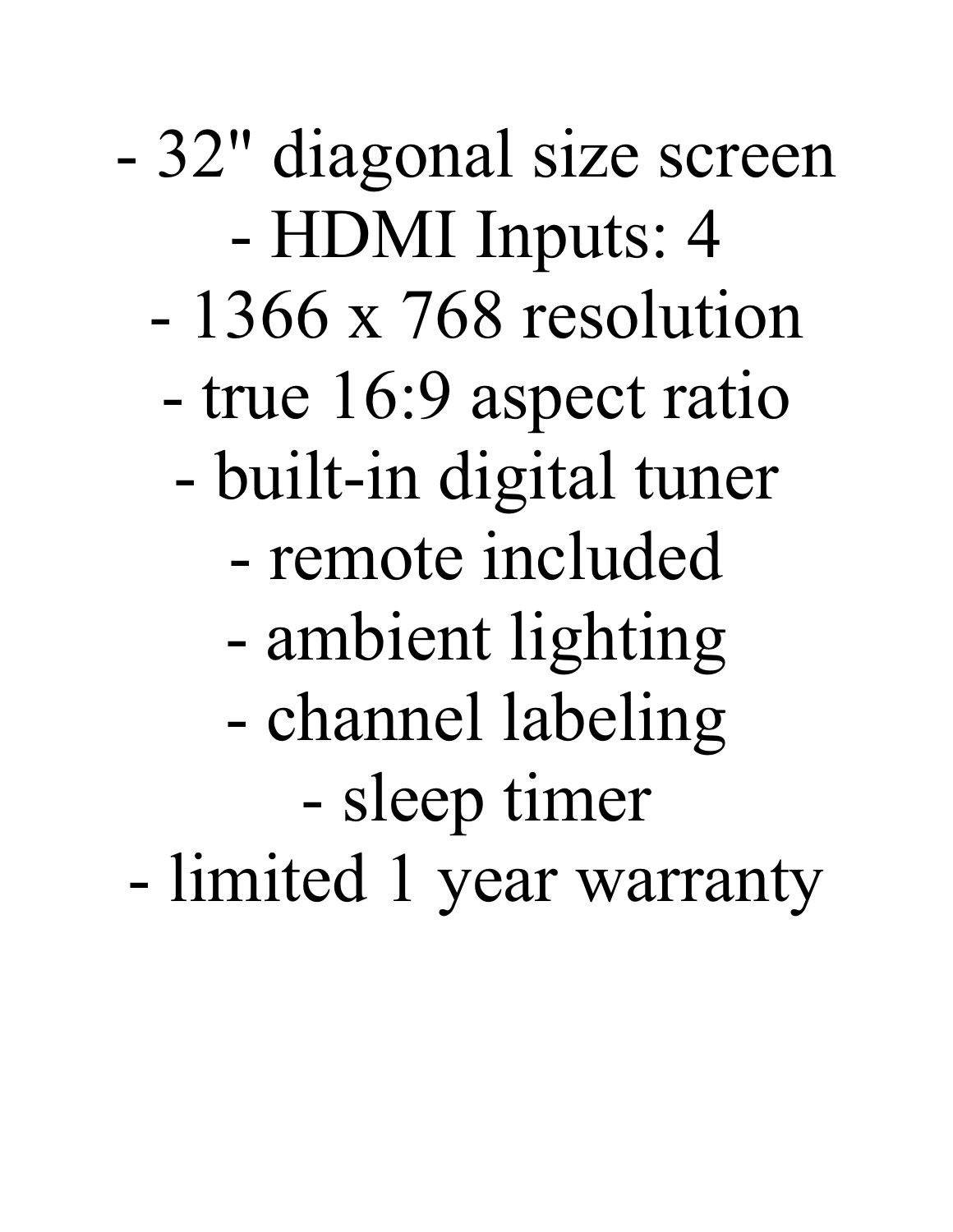- 32" diagonal size screen
- HDMI Inputs: 4
- 1366 x 768 resolution
- true 16:9 aspect ratio
- built-in digital tuner
- remote included
- ambient lighting
- channel labeling
- sleep timer
- limited 1 year warranty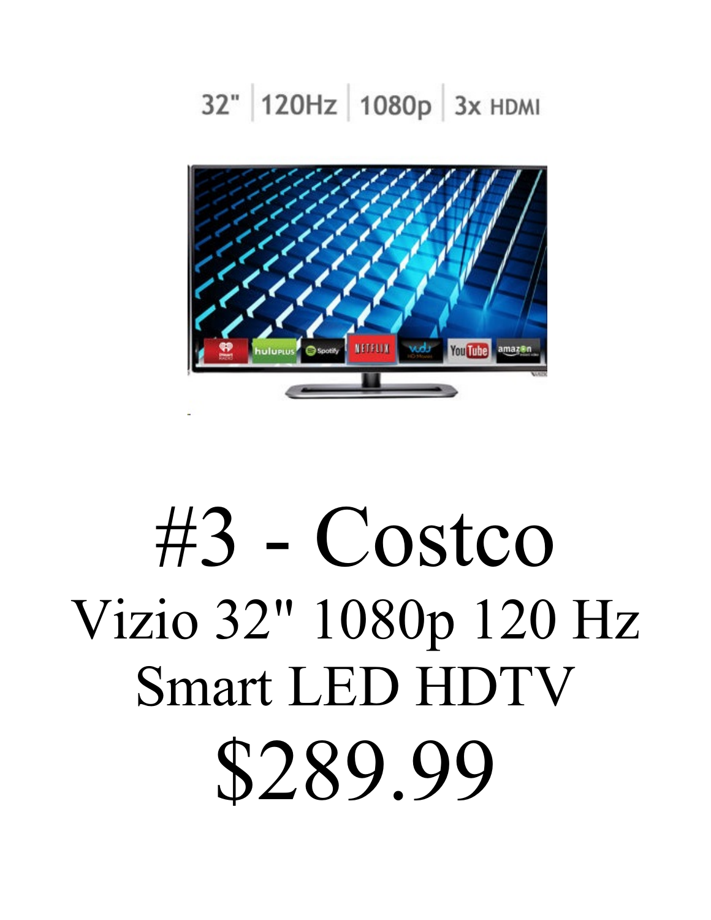32" | 120Hz | 1080p | 3x HDMI

# #3 - Costco

## Vizio 32" 1080p 120 Hz Smart LED HDTV

# $289.99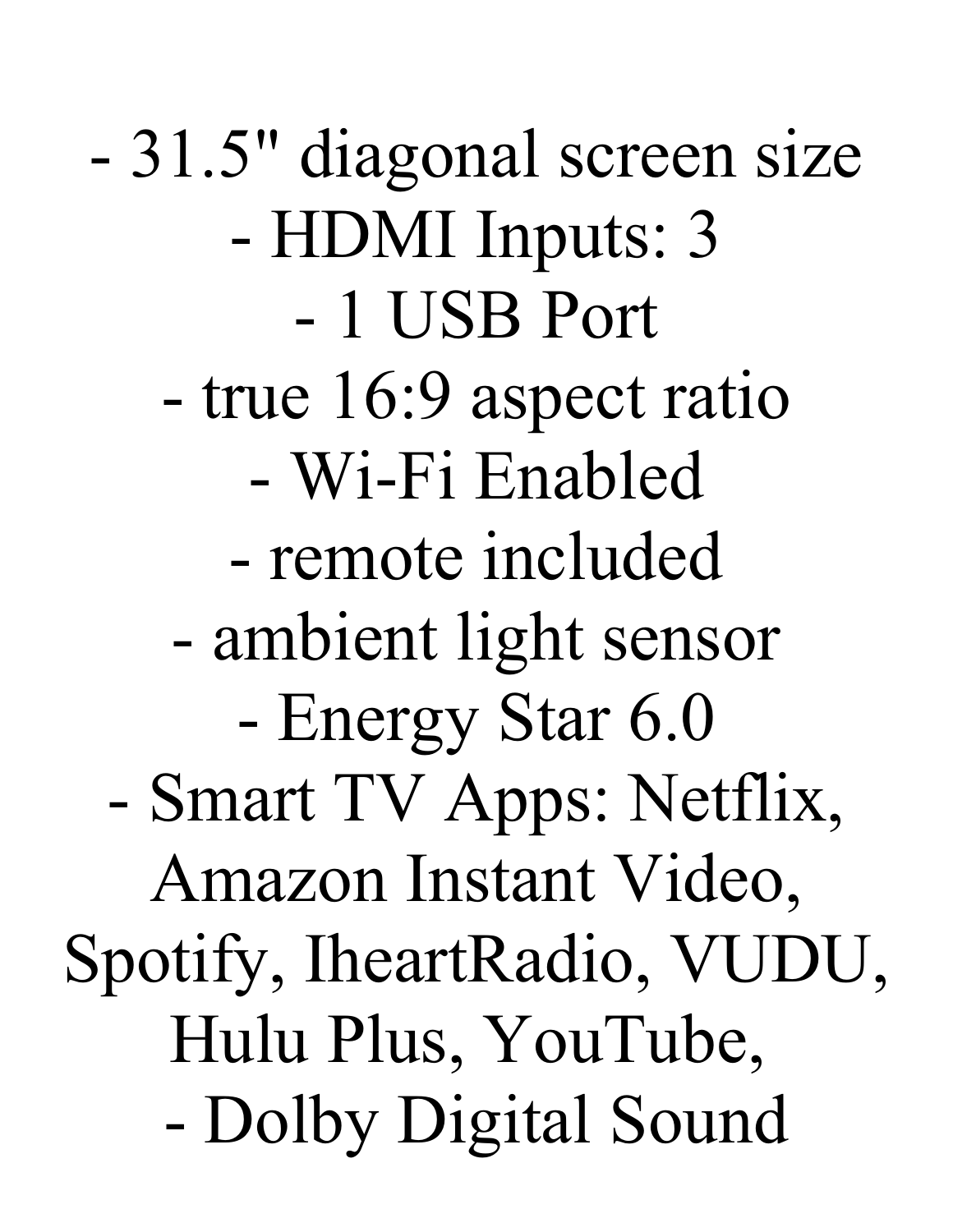- 31.5" diagonal screen size
- HDMI Inputs: 3
- 1 USB Port
- true 16:9 aspect ratio
- Wi-Fi Enabled
- remote included
- ambient light sensor
- Energy Star 6.0
- Smart TV Apps: Netflix, Amazon Instant Video, Spotify, IheartRadio, VUDU, Hulu Plus, YouTube,
- Dolby Digital Sound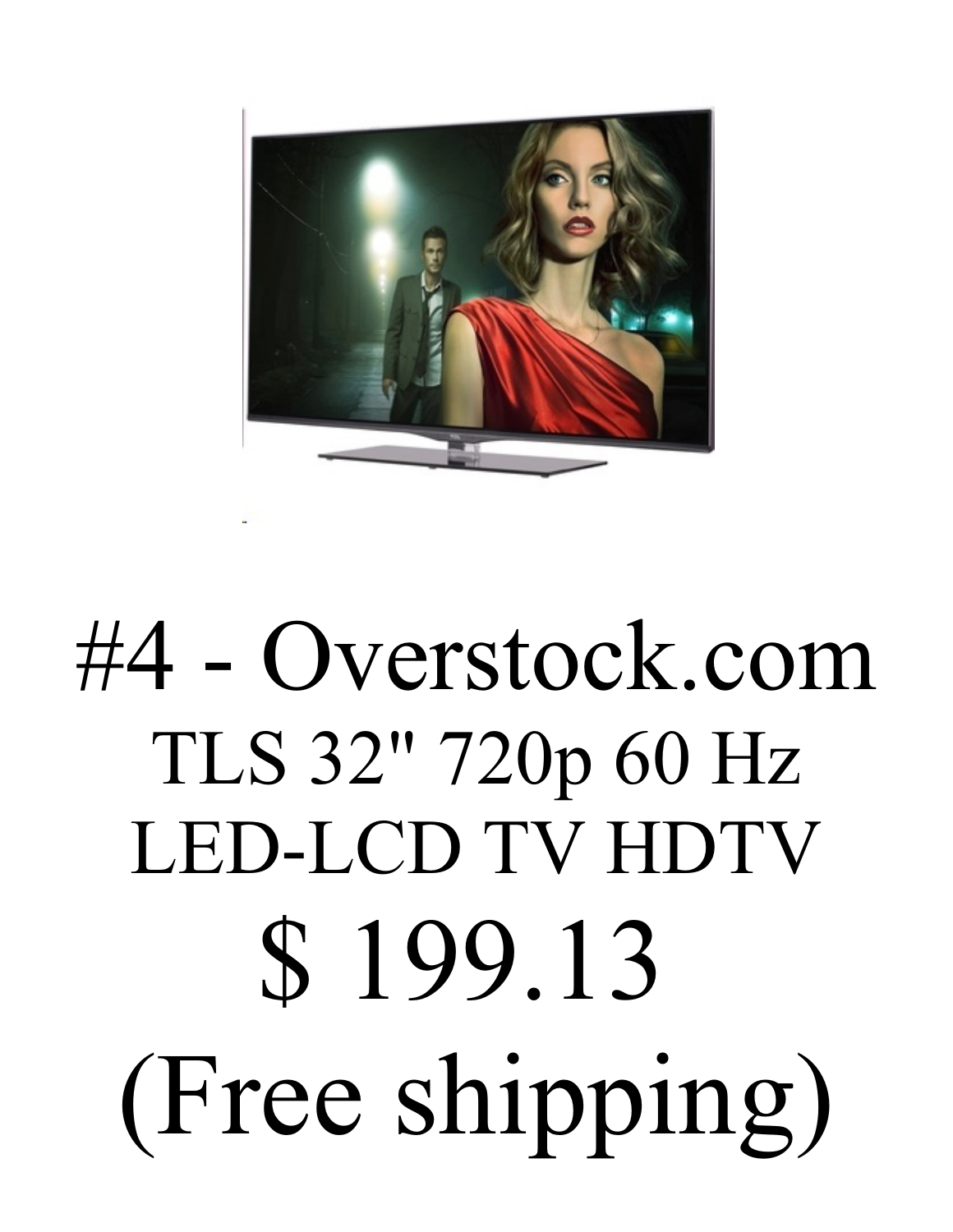# #4 - Overstock.com

TLS 32" 720p 60 Hz LED-LCD TV HDTV

$ 199.13

(Free shipping)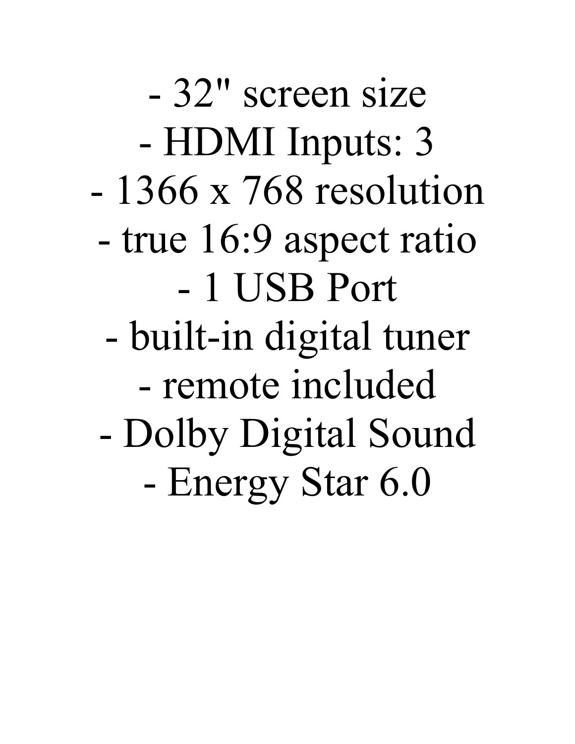- 32" screen size
- HDMI Inputs: 3
- 1366 x 768 resolution
- true 16:9 aspect ratio
- 1 USB Port
- built-in digital tuner
- remote included
- Dolby Digital Sound
- Energy Star 6.0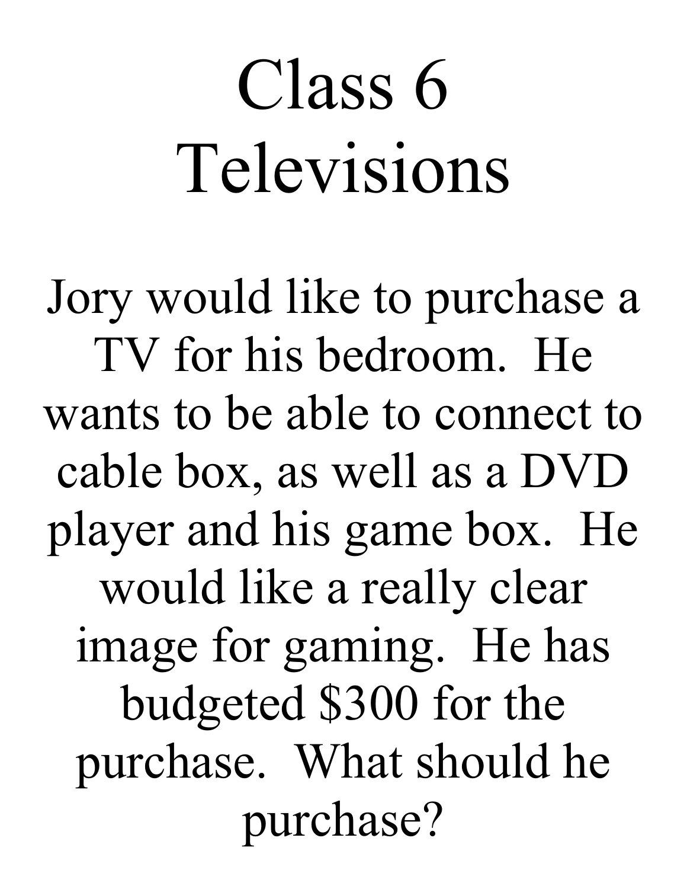# Class 6
# Televisions

Jory would like to purchase a TV for his bedroom. He wants to be able to connect to cable box, as well as a DVD player and his game box. He would like a really clear image for gaming. He has budgeted $300 for the purchase. What should he purchase?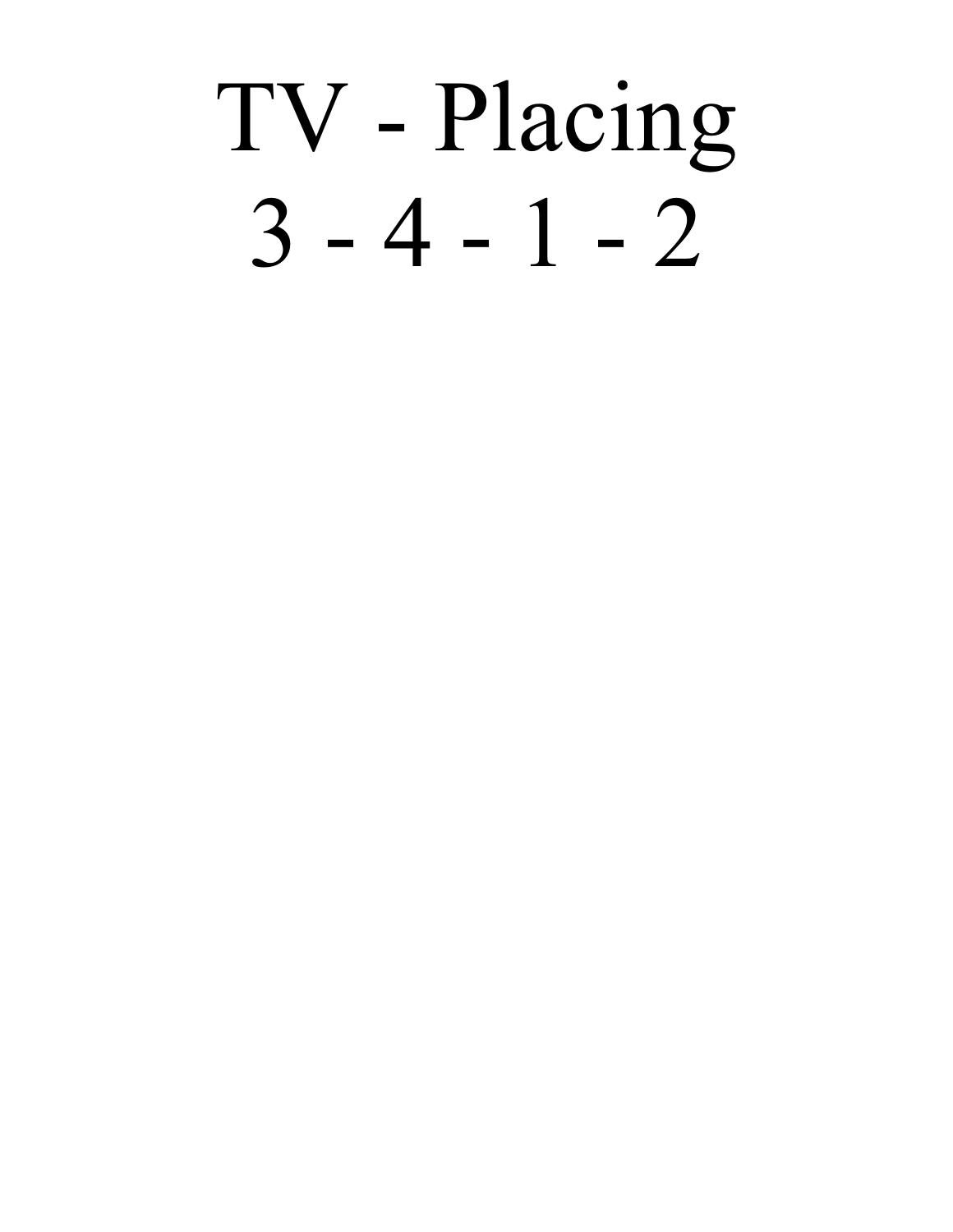# TV - Placing

# 3 - 4 - 1 - 2